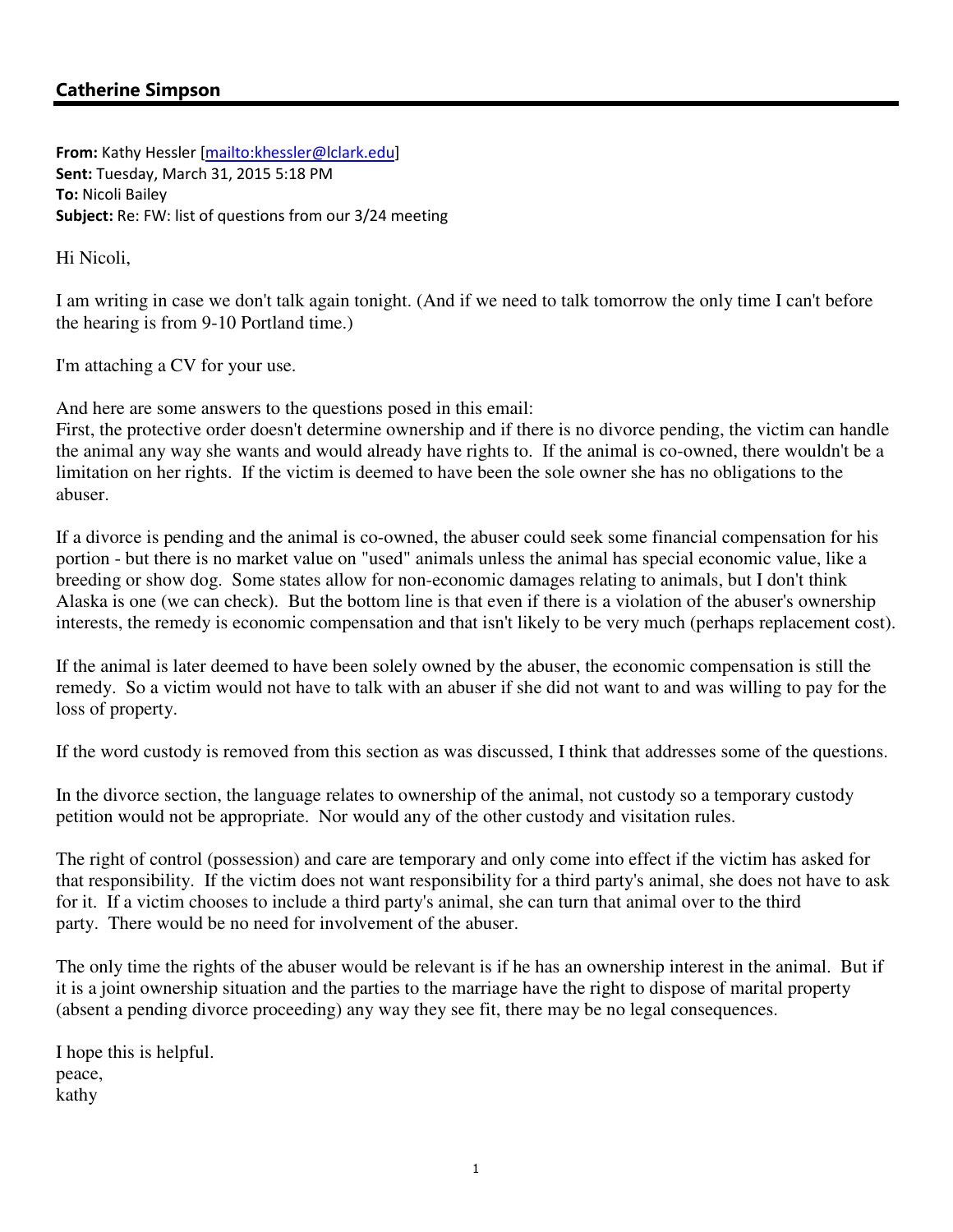## Catherine Simpson

**From:** Kathy Hessler [mailto:khessler@lclark.edu]
**Sent:** Tuesday, March 31, 2015 5:18 PM
**To:** Nicoli Bailey
**Subject:** Re: FW: list of questions from our 3/24 meeting

Hi Nicoli,

I am writing in case we don't talk again tonight. (And if we need to talk tomorrow the only time I can't before the hearing is from 9-10 Portland time.)

I'm attaching a CV for your use.

And here are some answers to the questions posed in this email:
First, the protective order doesn't determine ownership and if there is no divorce pending, the victim can handle the animal any way she wants and would already have rights to. If the animal is co-owned, there wouldn't be a limitation on her rights. If the victim is deemed to have been the sole owner she has no obligations to the abuser.

If a divorce is pending and the animal is co-owned, the abuser could seek some financial compensation for his portion - but there is no market value on "used" animals unless the animal has special economic value, like a breeding or show dog. Some states allow for non-economic damages relating to animals, but I don't think Alaska is one (we can check). But the bottom line is that even if there is a violation of the abuser's ownership interests, the remedy is economic compensation and that isn't likely to be very much (perhaps replacement cost).

If the animal is later deemed to have been solely owned by the abuser, the economic compensation is still the remedy. So a victim would not have to talk with an abuser if she did not want to and was willing to pay for the loss of property.

If the word custody is removed from this section as was discussed, I think that addresses some of the questions.

In the divorce section, the language relates to ownership of the animal, not custody so a temporary custody petition would not be appropriate. Nor would any of the other custody and visitation rules.

The right of control (possession) and care are temporary and only come into effect if the victim has asked for that responsibility. If the victim does not want responsibility for a third party's animal, she does not have to ask for it. If a victim chooses to include a third party's animal, she can turn that animal over to the third party. There would be no need for involvement of the abuser.

The only time the rights of the abuser would be relevant is if he has an ownership interest in the animal. But if it is a joint ownership situation and the parties to the marriage have the right to dispose of marital property (absent a pending divorce proceeding) any way they see fit, there may be no legal consequences.

I hope this is helpful.
peace,
kathy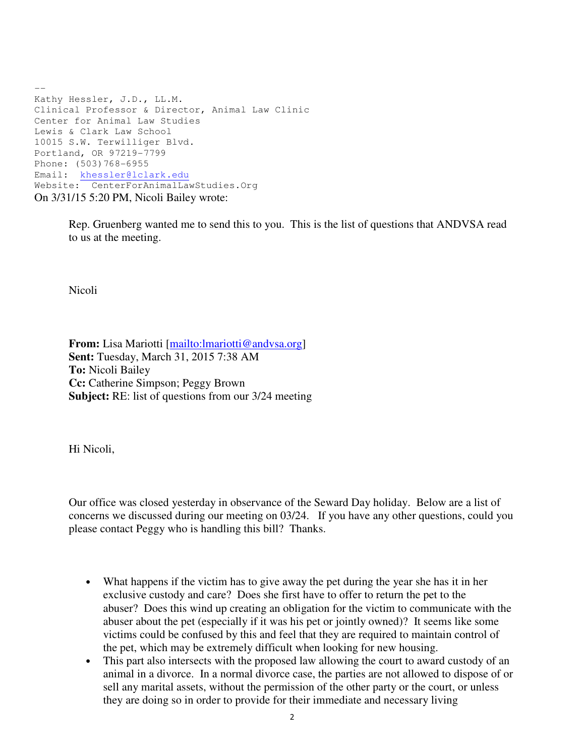--
Kathy Hessler, J.D., LL.M.
Clinical Professor & Director, Animal Law Clinic
Center for Animal Law Studies
Lewis & Clark Law School
10015 S.W. Terwilliger Blvd.
Portland, OR 97219-7799
Phone: (503)768-6955
Email: khessler@lclark.edu
Website: CenterForAnimalLawStudies.Org

On 3/31/15 5:20 PM, Nicoli Bailey wrote:

> Rep. Gruenberg wanted me to send this to you. This is the list of questions that ANDVSA read to us at the meeting.
>
> Nicoli
>
> **From:** Lisa Mariotti [mailto:lmariotti@andvsa.org]
> **Sent:** Tuesday, March 31, 2015 7:38 AM
> **To:** Nicoli Bailey
> **Cc:** Catherine Simpson; Peggy Brown
> **Subject:** RE: list of questions from our 3/24 meeting
>
> Hi Nicoli,
>
> Our office was closed yesterday in observance of the Seward Day holiday. Below are a list of concerns we discussed during our meeting on 03/24. If you have any other questions, could you please contact Peggy who is handling this bill? Thanks.
>
> - What happens if the victim has to give away the pet during the year she has it in her exclusive custody and care? Does she first have to offer to return the pet to the abuser? Does this wind up creating an obligation for the victim to communicate with the abuser about the pet (especially if it was his pet or jointly owned)? It seems like some victims could be confused by this and feel that they are required to maintain control of the pet, which may be extremely difficult when looking for new housing.
> - This part also intersects with the proposed law allowing the court to award custody of an animal in a divorce. In a normal divorce case, the parties are not allowed to dispose of or sell any marital assets, without the permission of the other party or the court, or unless they are doing so in order to provide for their immediate and necessary living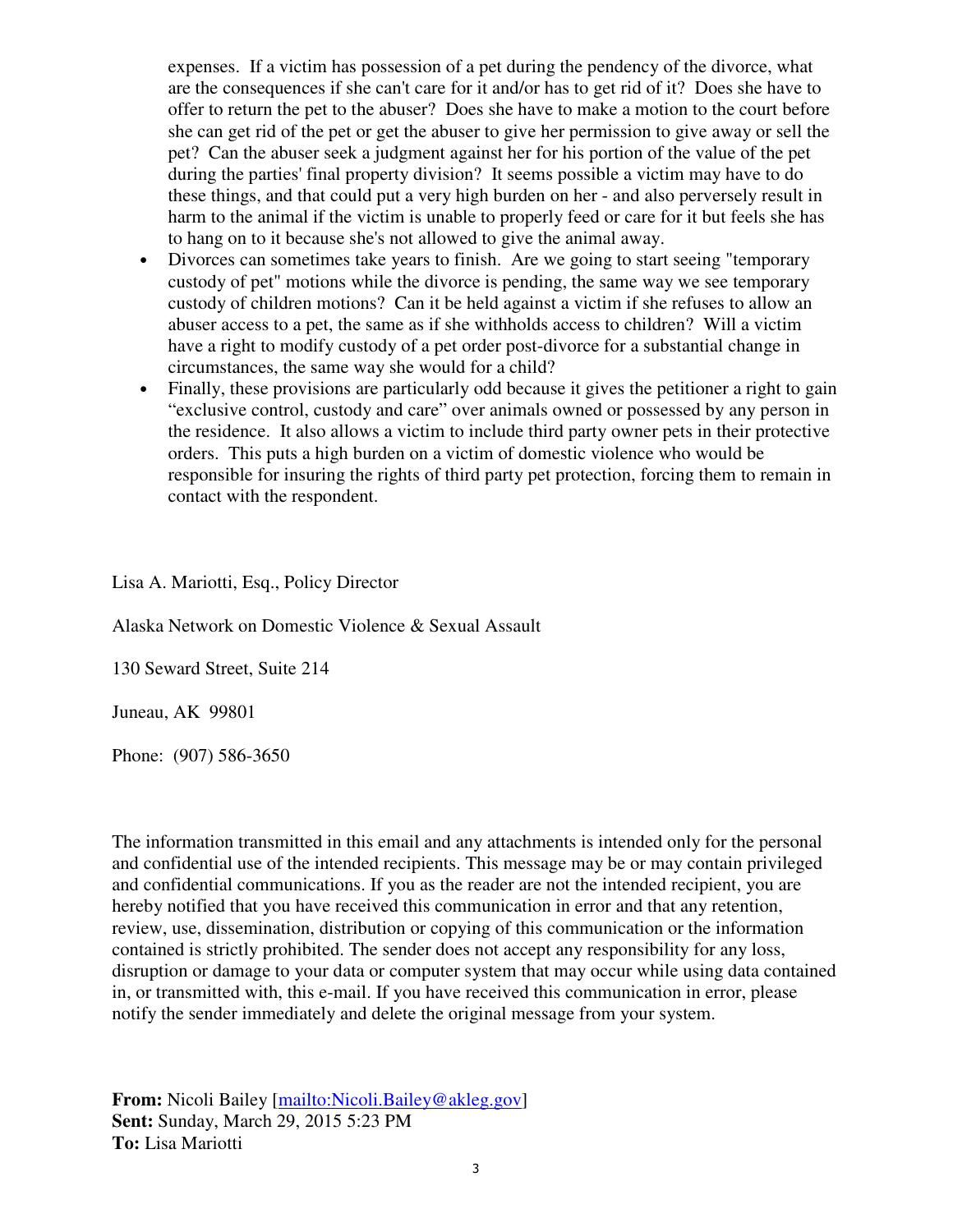expenses. If a victim has possession of a pet during the pendency of the divorce, what are the consequences if she can't care for it and/or has to get rid of it? Does she have to offer to return the pet to the abuser? Does she have to make a motion to the court before she can get rid of the pet or get the abuser to give her permission to give away or sell the pet? Can the abuser seek a judgment against her for his portion of the value of the pet during the parties' final property division? It seems possible a victim may have to do these things, and that could put a very high burden on her - and also perversely result in harm to the animal if the victim is unable to properly feed or care for it but feels she has to hang on to it because she's not allowed to give the animal away.

- Divorces can sometimes take years to finish. Are we going to start seeing "temporary custody of pet" motions while the divorce is pending, the same way we see temporary custody of children motions? Can it be held against a victim if she refuses to allow an abuser access to a pet, the same as if she withholds access to children? Will a victim have a right to modify custody of a pet order post-divorce for a substantial change in circumstances, the same way she would for a child?
- Finally, these provisions are particularly odd because it gives the petitioner a right to gain "exclusive control, custody and care" over animals owned or possessed by any person in the residence. It also allows a victim to include third party owner pets in their protective orders. This puts a high burden on a victim of domestic violence who would be responsible for insuring the rights of third party pet protection, forcing them to remain in contact with the respondent.

Lisa A. Mariotti, Esq., Policy Director

Alaska Network on Domestic Violence & Sexual Assault

130 Seward Street, Suite 214

Juneau, AK 99801

Phone: (907) 586-3650

The information transmitted in this email and any attachments is intended only for the personal and confidential use of the intended recipients. This message may be or may contain privileged and confidential communications. If you as the reader are not the intended recipient, you are hereby notified that you have received this communication in error and that any retention, review, use, dissemination, distribution or copying of this communication or the information contained is strictly prohibited. The sender does not accept any responsibility for any loss, disruption or damage to your data or computer system that may occur while using data contained in, or transmitted with, this e-mail. If you have received this communication in error, please notify the sender immediately and delete the original message from your system.

**From:** Nicoli Bailey [mailto:Nicoli.Bailey@akleg.gov]
**Sent:** Sunday, March 29, 2015 5:23 PM
**To:** Lisa Mariotti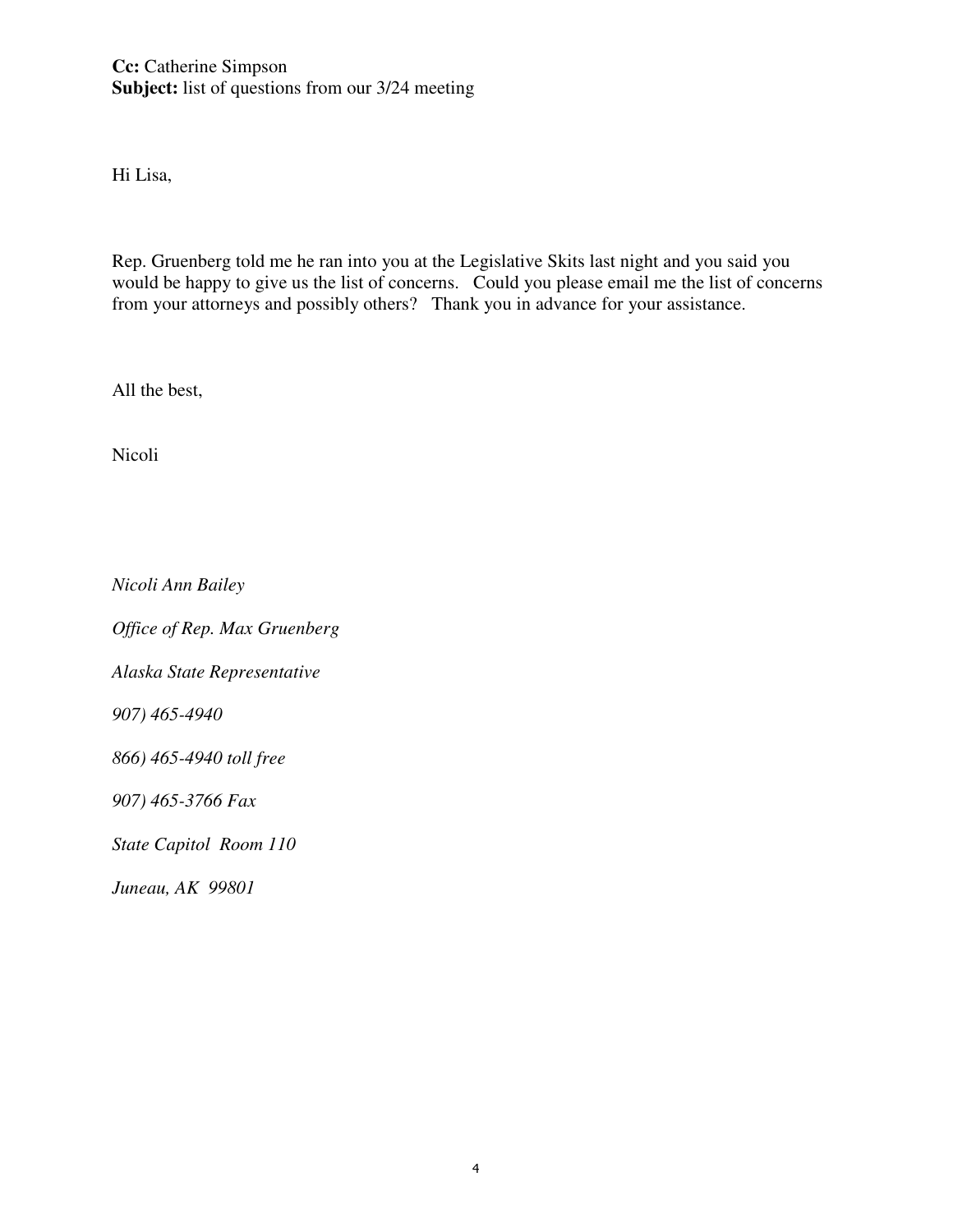**Cc:** Catherine Simpson
**Subject:** list of questions from our 3/24 meeting

Hi Lisa,

Rep. Gruenberg told me he ran into you at the Legislative Skits last night and you said you would be happy to give us the list of concerns. Could you please email me the list of concerns from your attorneys and possibly others? Thank you in advance for your assistance.

All the best,

Nicoli

*Nicoli Ann Bailey*

*Office of Rep. Max Gruenberg*

*Alaska State Representative*

*907) 465-4940*

*866) 465-4940 toll free*

*907) 465-3766 Fax*

*State Capitol Room 110*

*Juneau, AK 99801*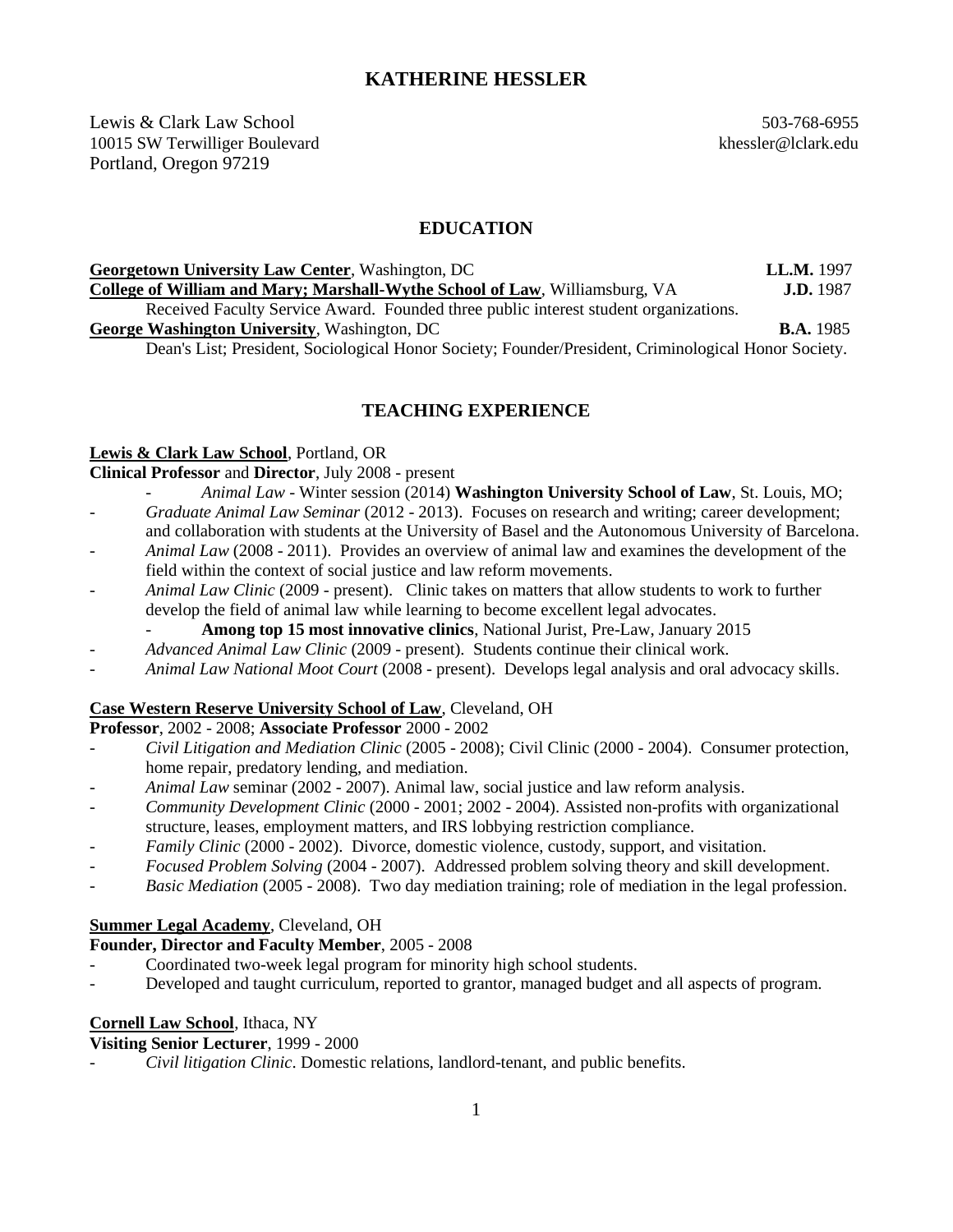# KATHERINE HESSLER

Lewis & Clark Law School
10015 SW Terwilliger Boulevard
Portland, Oregon 97219

503-768-6955
khessler@lclark.edu

## EDUCATION

**Georgetown University Law Center**, Washington, DC — **LL.M.** 1997

**College of William and Mary; Marshall-Wythe School of Law**, Williamsburg, VA — **J.D.** 1987
Received Faculty Service Award. Founded three public interest student organizations.

**George Washington University**, Washington, DC — **B.A.** 1985
Dean's List; President, Sociological Honor Society; Founder/President, Criminological Honor Society.

## TEACHING EXPERIENCE

**Lewis & Clark Law School**, Portland, OR
**Clinical Professor** and **Director**, July 2008 - present

- *Animal Law* - Winter session (2014) **Washington University School of Law**, St. Louis, MO;
- *Graduate Animal Law Seminar* (2012 - 2013). Focuses on research and writing; career development; and collaboration with students at the University of Basel and the Autonomous University of Barcelona.
- *Animal Law* (2008 - 2011). Provides an overview of animal law and examines the development of the field within the context of social justice and law reform movements.
- *Animal Law Clinic* (2009 - present). Clinic takes on matters that allow students to work to further develop the field of animal law while learning to become excellent legal advocates.
  - **Among top 15 most innovative clinics**, National Jurist, Pre-Law, January 2015
- *Advanced Animal Law Clinic* (2009 - present). Students continue their clinical work.
- *Animal Law National Moot Court* (2008 - present). Develops legal analysis and oral advocacy skills.

**Case Western Reserve University School of Law**, Cleveland, OH
**Professor**, 2002 - 2008; **Associate Professor** 2000 - 2002

- *Civil Litigation and Mediation Clinic* (2005 - 2008); Civil Clinic (2000 - 2004). Consumer protection, home repair, predatory lending, and mediation.
- *Animal Law* seminar (2002 - 2007). Animal law, social justice and law reform analysis.
- *Community Development Clinic* (2000 - 2001; 2002 - 2004). Assisted non-profits with organizational structure, leases, employment matters, and IRS lobbying restriction compliance.
- *Family Clinic* (2000 - 2002). Divorce, domestic violence, custody, support, and visitation.
- *Focused Problem Solving* (2004 - 2007). Addressed problem solving theory and skill development.
- *Basic Mediation* (2005 - 2008). Two day mediation training; role of mediation in the legal profession.

**Summer Legal Academy**, Cleveland, OH
**Founder, Director and Faculty Member**, 2005 - 2008

- Coordinated two-week legal program for minority high school students.
- Developed and taught curriculum, reported to grantor, managed budget and all aspects of program.

**Cornell Law School**, Ithaca, NY
**Visiting Senior Lecturer**, 1999 - 2000

- *Civil litigation Clinic*. Domestic relations, landlord-tenant, and public benefits.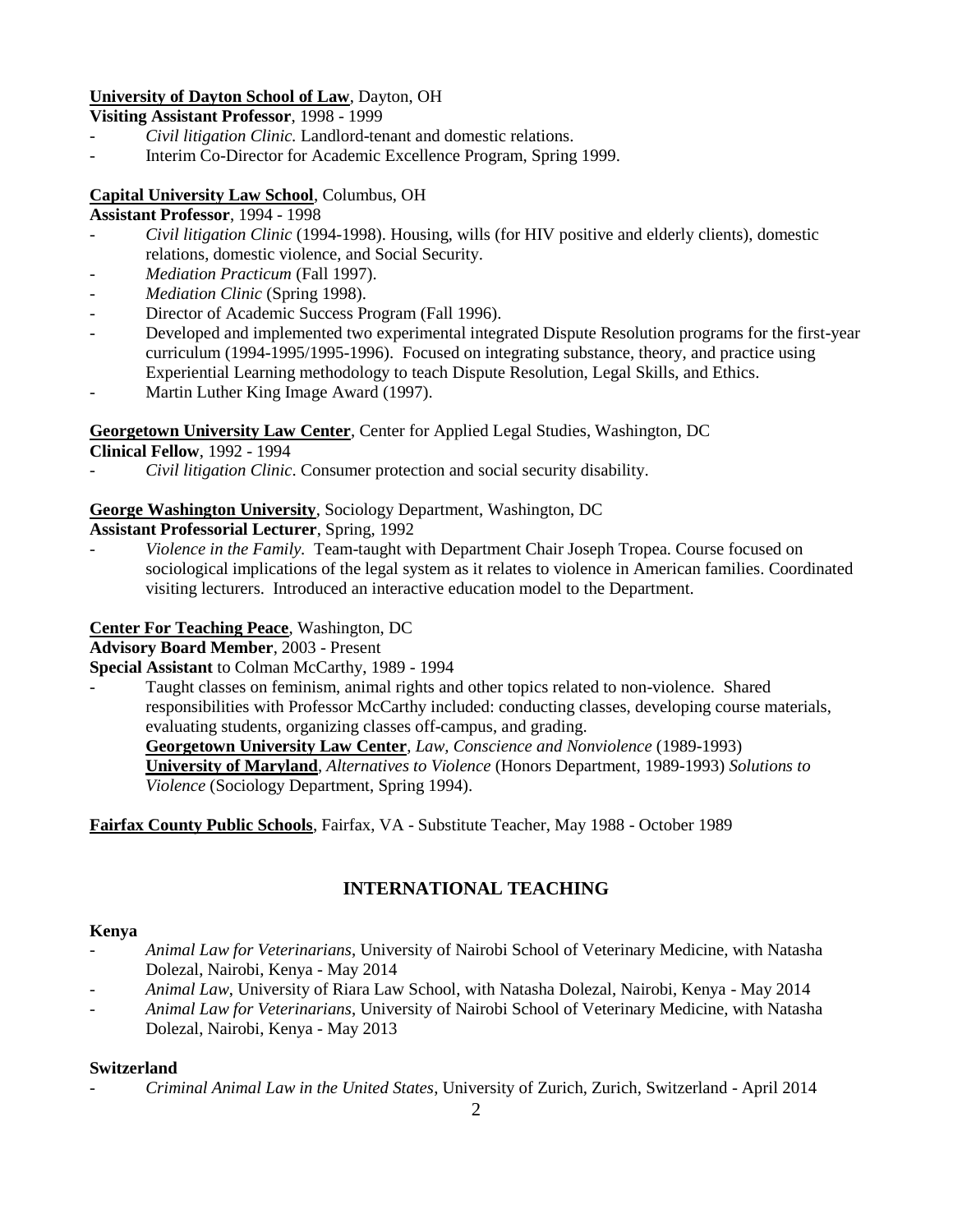**University of Dayton School of Law**, Dayton, OH
**Visiting Assistant Professor**, 1998 - 1999

- *Civil litigation Clinic.* Landlord-tenant and domestic relations.
- Interim Co-Director for Academic Excellence Program, Spring 1999.

**Capital University Law School**, Columbus, OH
**Assistant Professor**, 1994 - 1998

- *Civil litigation Clinic* (1994-1998). Housing, wills (for HIV positive and elderly clients), domestic relations, domestic violence, and Social Security.
- *Mediation Practicum* (Fall 1997).
- *Mediation Clinic* (Spring 1998).
- Director of Academic Success Program (Fall 1996).
- Developed and implemented two experimental integrated Dispute Resolution programs for the first-year curriculum (1994-1995/1995-1996). Focused on integrating substance, theory, and practice using Experiential Learning methodology to teach Dispute Resolution, Legal Skills, and Ethics.
- Martin Luther King Image Award (1997).

**Georgetown University Law Center**, Center for Applied Legal Studies, Washington, DC
**Clinical Fellow**, 1992 - 1994

- *Civil litigation Clinic*. Consumer protection and social security disability.

**George Washington University**, Sociology Department, Washington, DC
**Assistant Professorial Lecturer**, Spring, 1992

- *Violence in the Family.* Team-taught with Department Chair Joseph Tropea. Course focused on sociological implications of the legal system as it relates to violence in American families. Coordinated visiting lecturers. Introduced an interactive education model to the Department.

**Center For Teaching Peace**, Washington, DC
**Advisory Board Member**, 2003 - Present
**Special Assistant** to Colman McCarthy, 1989 - 1994

- Taught classes on feminism, animal rights and other topics related to non-violence. Shared responsibilities with Professor McCarthy included: conducting classes, developing course materials, evaluating students, organizing classes off-campus, and grading.
  **Georgetown University Law Center**, *Law, Conscience and Nonviolence* (1989-1993)
  **University of Maryland**, *Alternatives to Violence* (Honors Department, 1989-1993) *Solutions to Violence* (Sociology Department, Spring 1994).

**Fairfax County Public Schools**, Fairfax, VA - Substitute Teacher, May 1988 - October 1989

## INTERNATIONAL TEACHING

**Kenya**

- *Animal Law for Veterinarians*, University of Nairobi School of Veterinary Medicine, with Natasha Dolezal, Nairobi, Kenya - May 2014
- *Animal Law*, University of Riara Law School, with Natasha Dolezal, Nairobi, Kenya - May 2014
- *Animal Law for Veterinarians*, University of Nairobi School of Veterinary Medicine, with Natasha Dolezal, Nairobi, Kenya - May 2013

**Switzerland**

- *Criminal Animal Law in the United States*, University of Zurich, Zurich, Switzerland - April 2014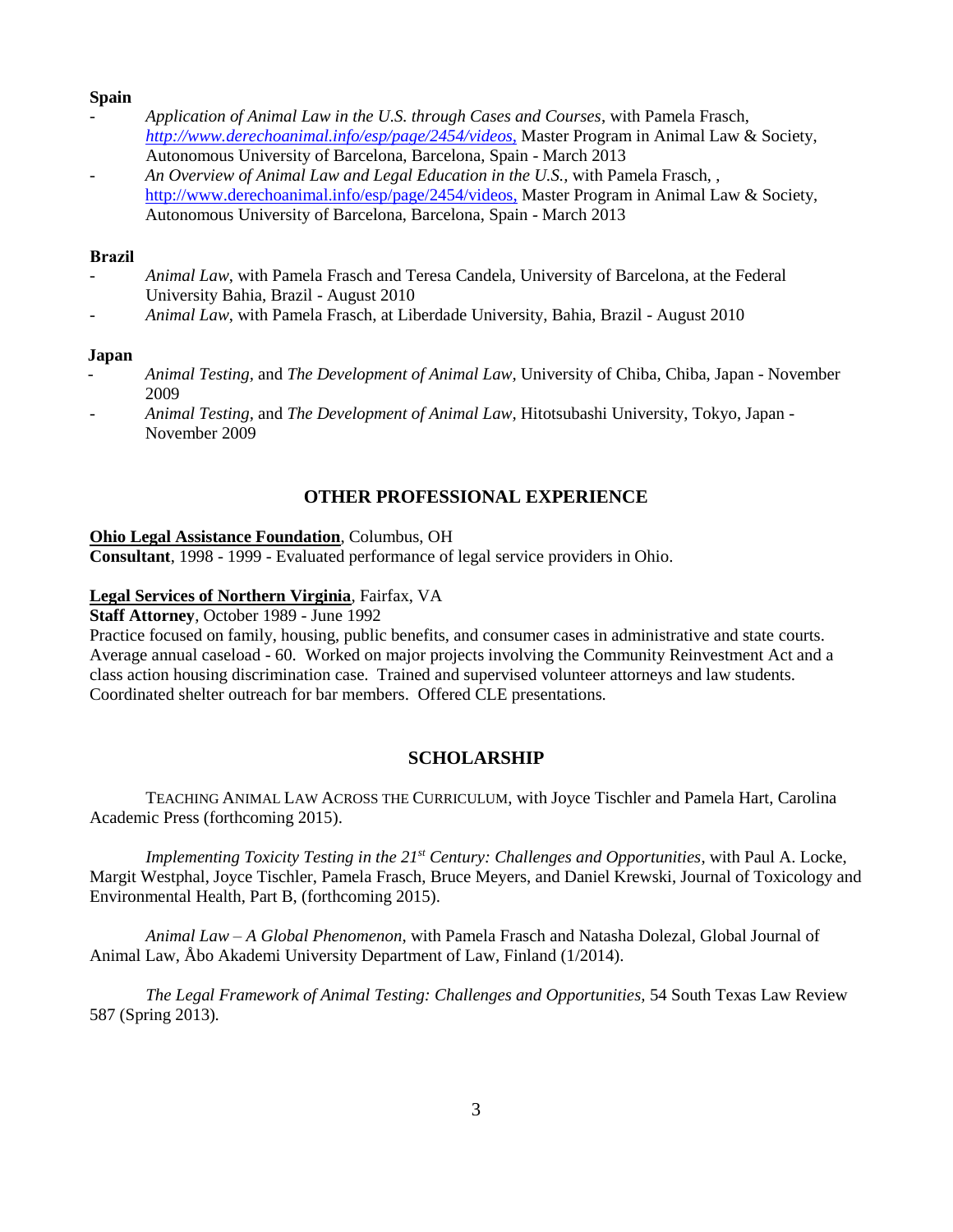**Spain**

- *Application of Animal Law in the U.S. through Cases and Courses*, with Pamela Frasch, *http://www.derechoanimal.info/esp/page/2454/videos,* Master Program in Animal Law & Society, Autonomous University of Barcelona, Barcelona, Spain - March 2013
- *An Overview of Animal Law and Legal Education in the U.S.*, with Pamela Frasch, , http://www.derechoanimal.info/esp/page/2454/videos, Master Program in Animal Law & Society, Autonomous University of Barcelona, Barcelona, Spain - March 2013

**Brazil**

- *Animal Law*, with Pamela Frasch and Teresa Candela, University of Barcelona, at the Federal University Bahia, Brazil - August 2010
- *Animal Law*, with Pamela Frasch, at Liberdade University, Bahia, Brazil - August 2010

**Japan**

- *Animal Testing*, and *The Development of Animal Law*, University of Chiba, Chiba, Japan - November 2009
- *Animal Testing*, and *The Development of Animal Law*, Hitotsubashi University, Tokyo, Japan - November 2009

## OTHER PROFESSIONAL EXPERIENCE

**Ohio Legal Assistance Foundation**, Columbus, OH
**Consultant**, 1998 - 1999 - Evaluated performance of legal service providers in Ohio.

**Legal Services of Northern Virginia**, Fairfax, VA
**Staff Attorney**, October 1989 - June 1992
Practice focused on family, housing, public benefits, and consumer cases in administrative and state courts. Average annual caseload - 60. Worked on major projects involving the Community Reinvestment Act and a class action housing discrimination case. Trained and supervised volunteer attorneys and law students. Coordinated shelter outreach for bar members. Offered CLE presentations.

## SCHOLARSHIP

TEACHING ANIMAL LAW ACROSS THE CURRICULUM, with Joyce Tischler and Pamela Hart, Carolina Academic Press (forthcoming 2015).

*Implementing Toxicity Testing in the 21st Century: Challenges and Opportunities*, with Paul A. Locke, Margit Westphal, Joyce Tischler, Pamela Frasch, Bruce Meyers, and Daniel Krewski, Journal of Toxicology and Environmental Health, Part B, (forthcoming 2015).

*Animal Law – A Global Phenomenon*, with Pamela Frasch and Natasha Dolezal, Global Journal of Animal Law, Åbo Akademi University Department of Law, Finland (1/2014).

*The Legal Framework of Animal Testing: Challenges and Opportunities*, 54 South Texas Law Review 587 (Spring 2013).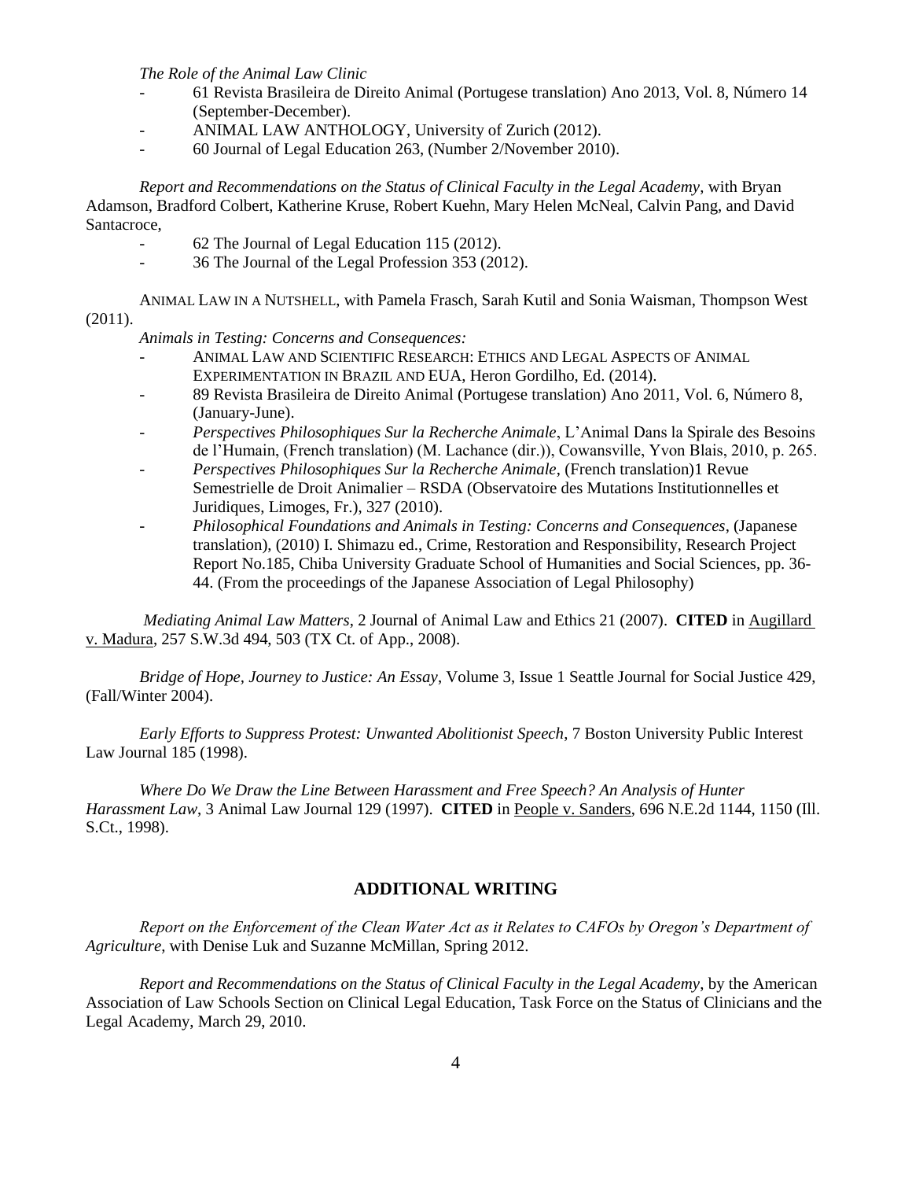*The Role of the Animal Law Clinic*

- 61 Revista Brasileira de Direito Animal (Portugese translation) Ano 2013, Vol. 8, Número 14 (September-December).
- ANIMAL LAW ANTHOLOGY, University of Zurich (2012).
- 60 Journal of Legal Education 263, (Number 2/November 2010).

*Report and Recommendations on the Status of Clinical Faculty in the Legal Academy*, with Bryan Adamson, Bradford Colbert, Katherine Kruse, Robert Kuehn, Mary Helen McNeal, Calvin Pang, and David Santacroce,

- 62 The Journal of Legal Education 115 (2012).
- 36 The Journal of the Legal Profession 353 (2012).

ANIMAL LAW IN A NUTSHELL, with Pamela Frasch, Sarah Kutil and Sonia Waisman, Thompson West (2011).

*Animals in Testing: Concerns and Consequences:*

- ANIMAL LAW AND SCIENTIFIC RESEARCH: ETHICS AND LEGAL ASPECTS OF ANIMAL EXPERIMENTATION IN BRAZIL AND EUA, Heron Gordilho, Ed. (2014).
- 89 Revista Brasileira de Direito Animal (Portugese translation) Ano 2011, Vol. 6, Número 8, (January-June).
- *Perspectives Philosophiques Sur la Recherche Animale*, L'Animal Dans la Spirale des Besoins de l'Humain, (French translation) (M. Lachance (dir.)), Cowansville, Yvon Blais, 2010, p. 265.
- *Perspectives Philosophiques Sur la Recherche Animale*, (French translation)1 Revue Semestrielle de Droit Animalier – RSDA (Observatoire des Mutations Institutionnelles et Juridiques, Limoges, Fr.), 327 (2010).
- *Philosophical Foundations and Animals in Testing: Concerns and Consequences*, (Japanese translation), (2010) I. Shimazu ed., Crime, Restoration and Responsibility, Research Project Report No.185, Chiba University Graduate School of Humanities and Social Sciences, pp. 36-44. (From the proceedings of the Japanese Association of Legal Philosophy)

*Mediating Animal Law Matters*, 2 Journal of Animal Law and Ethics 21 (2007). **CITED** in Augillard v. Madura, 257 S.W.3d 494, 503 (TX Ct. of App., 2008).

*Bridge of Hope, Journey to Justice: An Essay*, Volume 3, Issue 1 Seattle Journal for Social Justice 429, (Fall/Winter 2004).

*Early Efforts to Suppress Protest: Unwanted Abolitionist Speech*, 7 Boston University Public Interest Law Journal 185 (1998).

*Where Do We Draw the Line Between Harassment and Free Speech? An Analysis of Hunter Harassment Law*, 3 Animal Law Journal 129 (1997). **CITED** in People v. Sanders, 696 N.E.2d 1144, 1150 (Ill. S.Ct., 1998).

## ADDITIONAL WRITING

*Report on the Enforcement of the Clean Water Act as it Relates to CAFOs by Oregon's Department of Agriculture*, with Denise Luk and Suzanne McMillan, Spring 2012.

*Report and Recommendations on the Status of Clinical Faculty in the Legal Academy*, by the American Association of Law Schools Section on Clinical Legal Education, Task Force on the Status of Clinicians and the Legal Academy, March 29, 2010.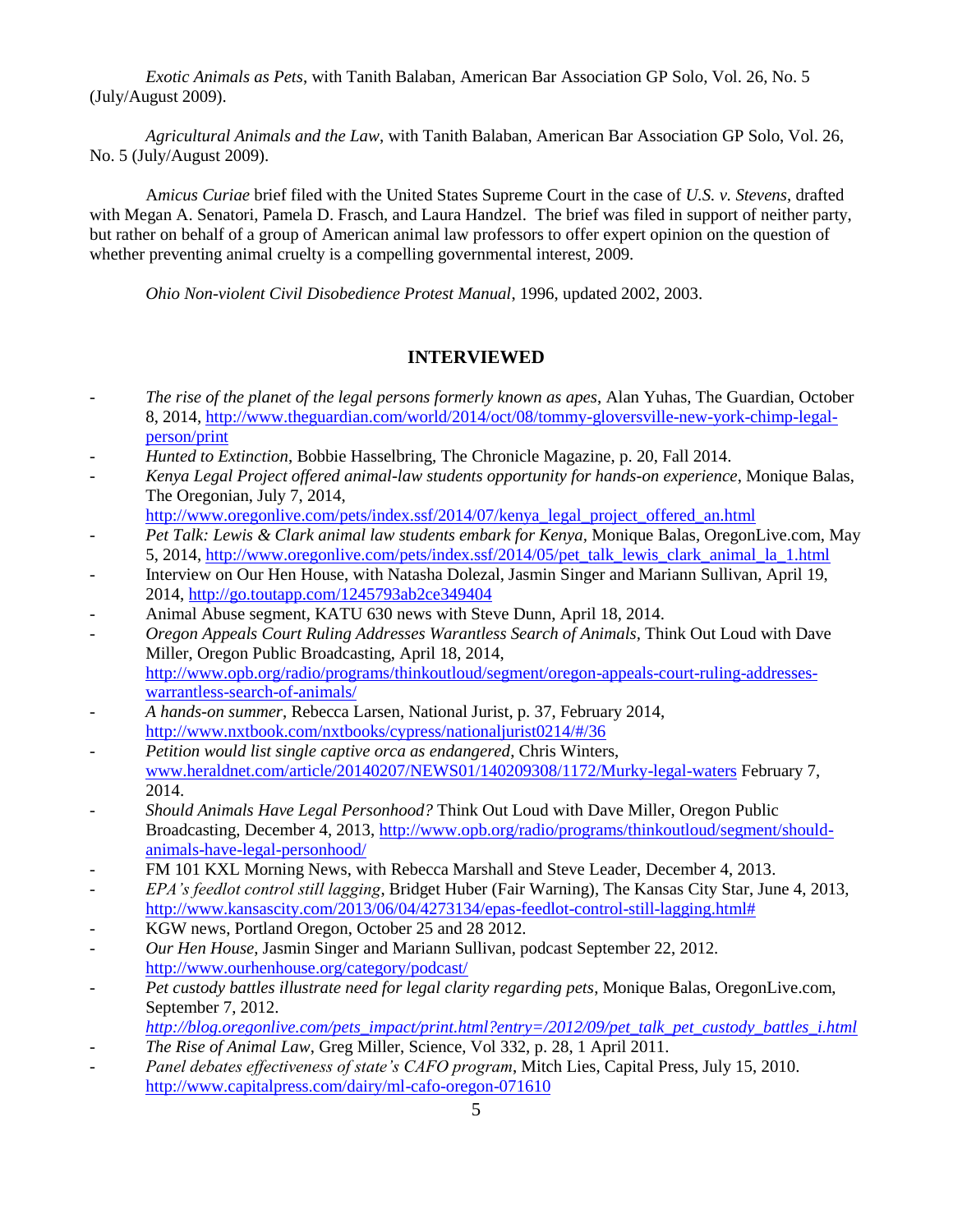*Exotic Animals as Pets*, with Tanith Balaban, American Bar Association GP Solo, Vol. 26, No. 5 (July/August 2009).

*Agricultural Animals and the Law*, with Tanith Balaban, American Bar Association GP Solo, Vol. 26, No. 5 (July/August 2009).

A*micus Curiae* brief filed with the United States Supreme Court in the case of *U.S. v. Stevens*, drafted with Megan A. Senatori, Pamela D. Frasch, and Laura Handzel. The brief was filed in support of neither party, but rather on behalf of a group of American animal law professors to offer expert opinion on the question of whether preventing animal cruelty is a compelling governmental interest, 2009.

*Ohio Non-violent Civil Disobedience Protest Manual*, 1996, updated 2002, 2003.

## INTERVIEWED

- *The rise of the planet of the legal persons formerly known as apes*, Alan Yuhas, The Guardian, October 8, 2014, http://www.theguardian.com/world/2014/oct/08/tommy-gloversville-new-york-chimp-legal-person/print
- *Hunted to Extinction*, Bobbie Hasselbring, The Chronicle Magazine, p. 20, Fall 2014.
- *Kenya Legal Project offered animal-law students opportunity for hands-on experience*, Monique Balas, The Oregonian, July 7, 2014, http://www.oregonlive.com/pets/index.ssf/2014/07/kenya_legal_project_offered_an.html
- *Pet Talk: Lewis & Clark animal law students embark for Kenya*, Monique Balas, OregonLive.com, May 5, 2014, http://www.oregonlive.com/pets/index.ssf/2014/05/pet_talk_lewis_clark_animal_la_1.html
- Interview on Our Hen House, with Natasha Dolezal, Jasmin Singer and Mariann Sullivan, April 19, 2014, http://go.toutapp.com/1245793ab2ce349404
- Animal Abuse segment, KATU 630 news with Steve Dunn, April 18, 2014.
- *Oregon Appeals Court Ruling Addresses Warantless Search of Animals*, Think Out Loud with Dave Miller, Oregon Public Broadcasting, April 18, 2014, http://www.opb.org/radio/programs/thinkoutloud/segment/oregon-appeals-court-ruling-addresses-warantless-search-of-animals/
- *A hands-on summer*, Rebecca Larsen, National Jurist, p. 37, February 2014, http://www.nxtbook.com/nxtbooks/cypress/nationaljurist0214/#/36
- *Petition would list single captive orca as endangered*, Chris Winters, www.heraldnet.com/article/20140207/NEWS01/140209308/1172/Murky-legal-waters February 7, 2014.
- *Should Animals Have Legal Personhood?* Think Out Loud with Dave Miller, Oregon Public Broadcasting, December 4, 2013, http://www.opb.org/radio/programs/thinkoutloud/segment/should-animals-have-legal-personhood/
- FM 101 KXL Morning News, with Rebecca Marshall and Steve Leader, December 4, 2013.
- *EPA's feedlot control still lagging*, Bridget Huber (Fair Warning), The Kansas City Star, June 4, 2013, http://www.kansascity.com/2013/06/04/4273134/epas-feedlot-control-still-lagging.html#
- KGW news, Portland Oregon, October 25 and 28 2012.
- *Our Hen House*, Jasmin Singer and Mariann Sullivan, podcast September 22, 2012. http://www.ourhenhouse.org/category/podcast/
- *Pet custody battles illustrate need for legal clarity regarding pets*, Monique Balas, OregonLive.com, September 7, 2012. *http://blog.oregonlive.com/pets_impact/print.html?entry=/2012/09/pet_talk_pet_custody_battles_i.html*
- *The Rise of Animal Law*, Greg Miller, Science, Vol 332, p. 28, 1 April 2011.
- *Panel debates effectiveness of state's CAFO program*, Mitch Lies, Capital Press, July 15, 2010. http://www.capitalpress.com/dairy/ml-cafo-oregon-071610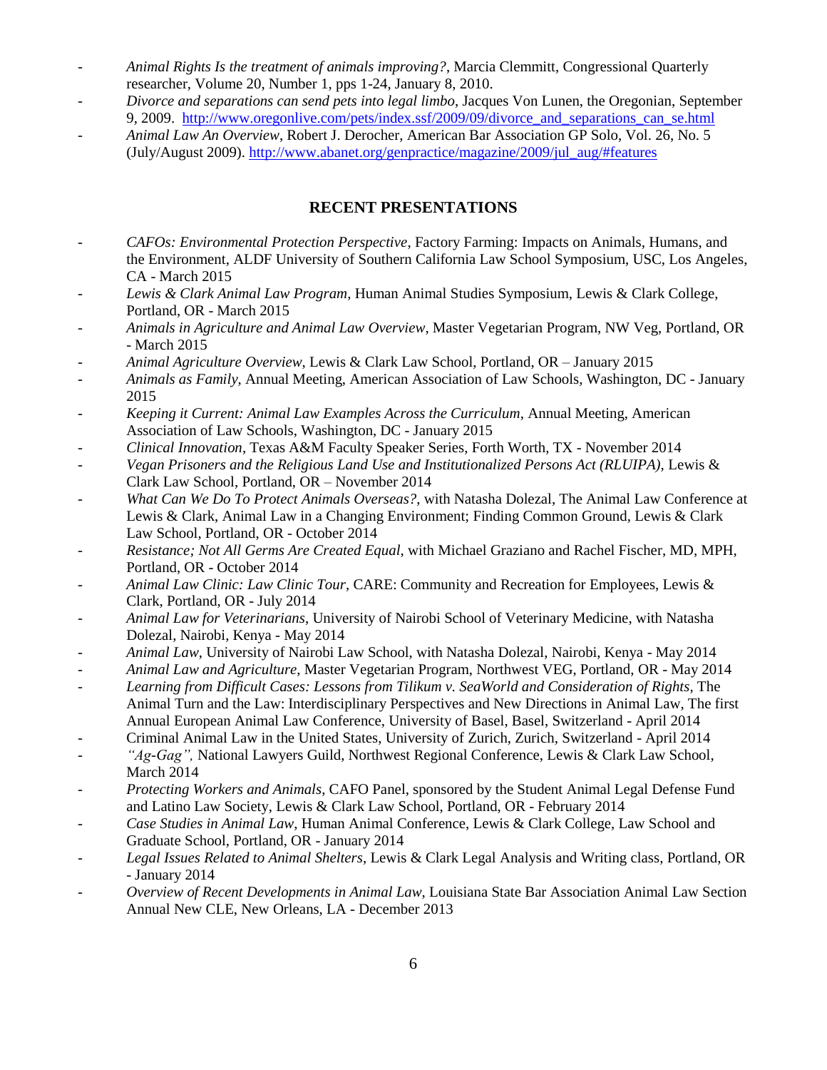- *Animal Rights Is the treatment of animals improving?*, Marcia Clemmitt, Congressional Quarterly researcher, Volume 20, Number 1, pps 1-24, January 8, 2010.
- *Divorce and separations can send pets into legal limbo*, Jacques Von Lunen, the Oregonian, September 9, 2009. http://www.oregonlive.com/pets/index.ssf/2009/09/divorce_and_separations_can_se.html
- *Animal Law An Overview*, Robert J. Derocher, American Bar Association GP Solo, Vol. 26, No. 5 (July/August 2009). http://www.abanet.org/genpractice/magazine/2009/jul_aug/#features

## RECENT PRESENTATIONS

- *CAFOs: Environmental Protection Perspective*, Factory Farming: Impacts on Animals, Humans, and the Environment, ALDF University of Southern California Law School Symposium, USC, Los Angeles, CA - March 2015
- *Lewis & Clark Animal Law Program*, Human Animal Studies Symposium, Lewis & Clark College, Portland, OR - March 2015
- *Animals in Agriculture and Animal Law Overview*, Master Vegetarian Program, NW Veg, Portland, OR - March 2015
- *Animal Agriculture Overview*, Lewis & Clark Law School, Portland, OR – January 2015
- *Animals as Family*, Annual Meeting, American Association of Law Schools, Washington, DC - January 2015
- *Keeping it Current: Animal Law Examples Across the Curriculum*, Annual Meeting, American Association of Law Schools, Washington, DC - January 2015
- *Clinical Innovation*, Texas A&M Faculty Speaker Series, Forth Worth, TX - November 2014
- *Vegan Prisoners and the Religious Land Use and Institutionalized Persons Act (RLUIPA)*, Lewis & Clark Law School, Portland, OR – November 2014
- *What Can We Do To Protect Animals Overseas?*, with Natasha Dolezal, The Animal Law Conference at Lewis & Clark, Animal Law in a Changing Environment; Finding Common Ground, Lewis & Clark Law School, Portland, OR - October 2014
- *Resistance; Not All Germs Are Created Equal*, with Michael Graziano and Rachel Fischer, MD, MPH, Portland, OR - October 2014
- *Animal Law Clinic: Law Clinic Tour*, CARE: Community and Recreation for Employees, Lewis & Clark, Portland, OR - July 2014
- *Animal Law for Veterinarians*, University of Nairobi School of Veterinary Medicine, with Natasha Dolezal, Nairobi, Kenya - May 2014
- *Animal Law*, University of Nairobi Law School, with Natasha Dolezal, Nairobi, Kenya - May 2014
- *Animal Law and Agriculture*, Master Vegetarian Program, Northwest VEG, Portland, OR - May 2014
- *Learning from Difficult Cases: Lessons from Tilikum v. SeaWorld and Consideration of Rights*, The Animal Turn and the Law: Interdisciplinary Perspectives and New Directions in Animal Law, The first Annual European Animal Law Conference, University of Basel, Basel, Switzerland - April 2014
- Criminal Animal Law in the United States, University of Zurich, Zurich, Switzerland - April 2014
- *"Ag-Gag",* National Lawyers Guild, Northwest Regional Conference, Lewis & Clark Law School, March 2014
- *Protecting Workers and Animals*, CAFO Panel, sponsored by the Student Animal Legal Defense Fund and Latino Law Society, Lewis & Clark Law School, Portland, OR - February 2014
- *Case Studies in Animal Law*, Human Animal Conference, Lewis & Clark College, Law School and Graduate School, Portland, OR - January 2014
- *Legal Issues Related to Animal Shelters*, Lewis & Clark Legal Analysis and Writing class, Portland, OR - January 2014
- *Overview of Recent Developments in Animal Law*, Louisiana State Bar Association Animal Law Section Annual New CLE, New Orleans, LA - December 2013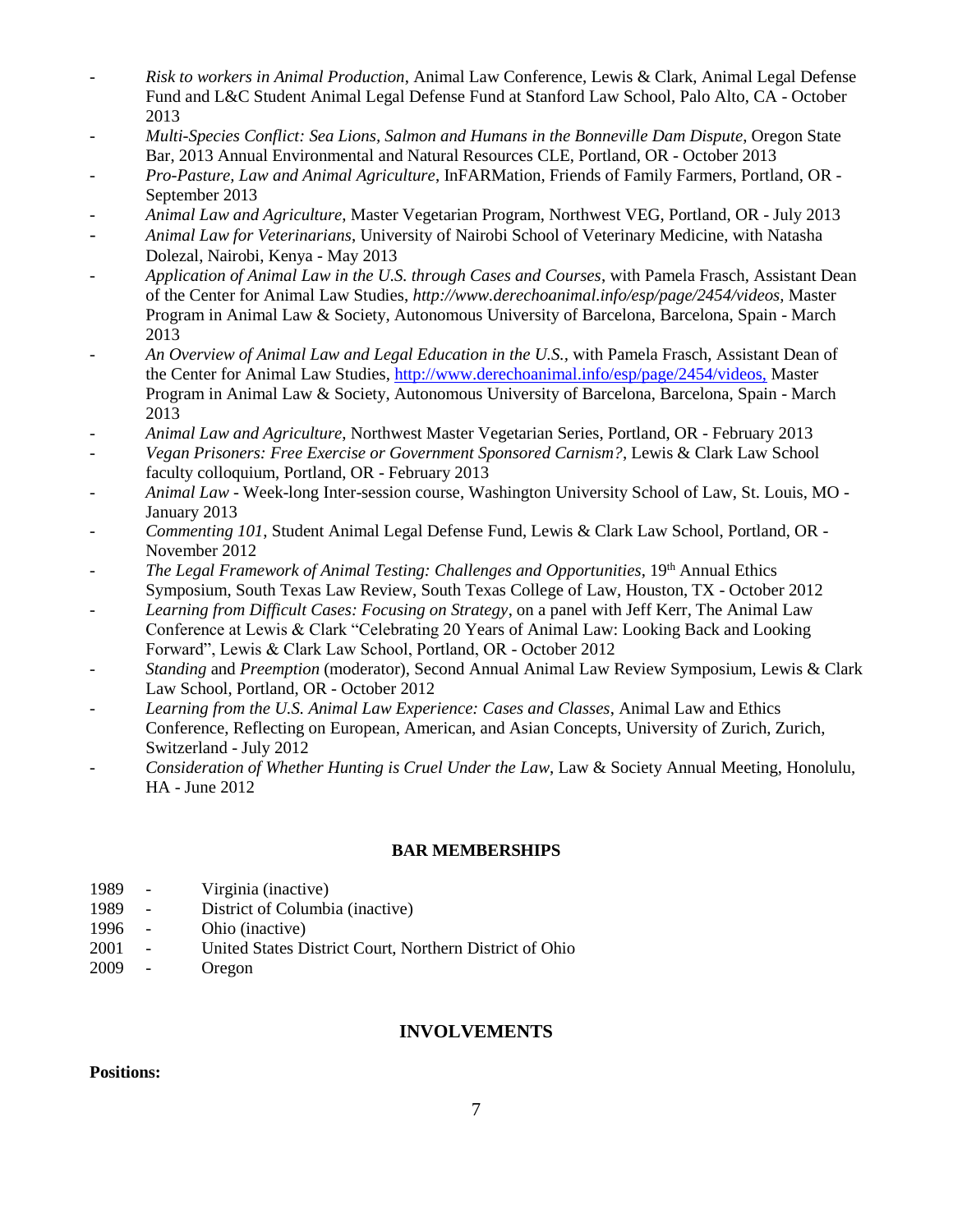- *Risk to workers in Animal Production*, Animal Law Conference, Lewis & Clark, Animal Legal Defense Fund and L&C Student Animal Legal Defense Fund at Stanford Law School, Palo Alto, CA - October 2013
- *Multi-Species Conflict: Sea Lions, Salmon and Humans in the Bonneville Dam Dispute*, Oregon State Bar, 2013 Annual Environmental and Natural Resources CLE, Portland, OR - October 2013
- *Pro-Pasture, Law and Animal Agriculture*, InFARMation, Friends of Family Farmers, Portland, OR - September 2013
- *Animal Law and Agriculture*, Master Vegetarian Program, Northwest VEG, Portland, OR - July 2013
- *Animal Law for Veterinarians*, University of Nairobi School of Veterinary Medicine, with Natasha Dolezal, Nairobi, Kenya - May 2013
- *Application of Animal Law in the U.S. through Cases and Courses*, with Pamela Frasch, Assistant Dean of the Center for Animal Law Studies, *http://www.derechoanimal.info/esp/page/2454/videos,* Master Program in Animal Law & Society, Autonomous University of Barcelona, Barcelona, Spain - March 2013
- *An Overview of Animal Law and Legal Education in the U.S.*, with Pamela Frasch, Assistant Dean of the Center for Animal Law Studies, http://www.derechoanimal.info/esp/page/2454/videos, Master Program in Animal Law & Society, Autonomous University of Barcelona, Barcelona, Spain - March 2013
- *Animal Law and Agriculture*, Northwest Master Vegetarian Series, Portland, OR - February 2013
- *Vegan Prisoners: Free Exercise or Government Sponsored Carnism?*, Lewis & Clark Law School faculty colloquium, Portland, OR - February 2013
- *Animal Law* - Week-long Inter-session course, Washington University School of Law, St. Louis, MO - January 2013
- *Commenting 101*, Student Animal Legal Defense Fund, Lewis & Clark Law School, Portland, OR - November 2012
- *The Legal Framework of Animal Testing: Challenges and Opportunities*, 19th Annual Ethics Symposium, South Texas Law Review, South Texas College of Law, Houston, TX - October 2012
- *Learning from Difficult Cases: Focusing on Strategy*, on a panel with Jeff Kerr, The Animal Law Conference at Lewis & Clark "Celebrating 20 Years of Animal Law: Looking Back and Looking Forward", Lewis & Clark Law School, Portland, OR - October 2012
- *Standing* and *Preemption* (moderator), Second Annual Animal Law Review Symposium, Lewis & Clark Law School, Portland, OR - October 2012
- *Learning from the U.S. Animal Law Experience: Cases and Classes*, Animal Law and Ethics Conference, Reflecting on European, American, and Asian Concepts, University of Zurich, Zurich, Switzerland - July 2012
- *Consideration of Whether Hunting is Cruel Under the Law*, Law & Society Annual Meeting, Honolulu, HA - June 2012

## BAR MEMBERSHIPS

1989 - Virginia (inactive)
1989 - District of Columbia (inactive)
1996 - Ohio (inactive)
2001 - United States District Court, Northern District of Ohio
2009 - Oregon

## INVOLVEMENTS

**Positions:**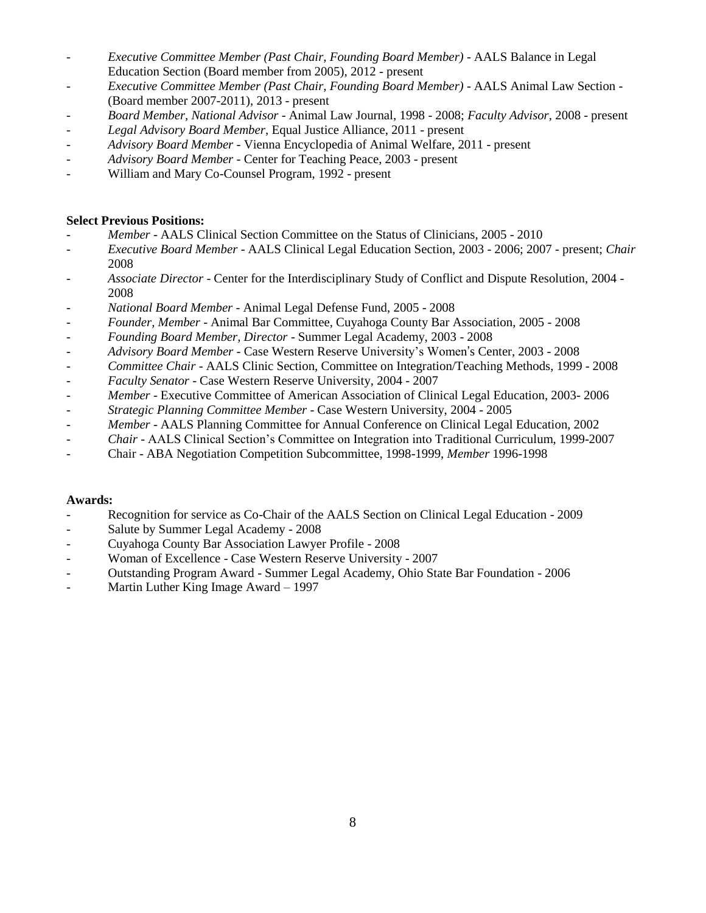- *Executive Committee Member (Past Chair, Founding Board Member)* - AALS Balance in Legal Education Section (Board member from 2005), 2012 - present
- *Executive Committee Member (Past Chair, Founding Board Member)* - AALS Animal Law Section - (Board member 2007-2011), 2013 - present
- *Board Member, National Advisor* - Animal Law Journal, 1998 - 2008; *Faculty Advisor,* 2008 - present
- *Legal Advisory Board Member*, Equal Justice Alliance, 2011 - present
- *Advisory Board Member* - Vienna Encyclopedia of Animal Welfare, 2011 - present
- *Advisory Board Member* - Center for Teaching Peace, 2003 - present
- William and Mary Co-Counsel Program, 1992 - present

**Select Previous Positions:**

- *Member* - AALS Clinical Section Committee on the Status of Clinicians, 2005 - 2010
- *Executive Board Member* - AALS Clinical Legal Education Section, 2003 - 2006; 2007 - present; *Chair* 2008
- *Associate Director* - Center for the Interdisciplinary Study of Conflict and Dispute Resolution, 2004 - 2008
- *National Board Member* - Animal Legal Defense Fund, 2005 - 2008
- *Founder, Member* - Animal Bar Committee, Cuyahoga County Bar Association, 2005 - 2008
- *Founding Board Member, Director* - Summer Legal Academy, 2003 - 2008
- *Advisory Board Member* - Case Western Reserve University's Women's Center, 2003 - 2008
- *Committee Chair* - AALS Clinic Section, Committee on Integration/Teaching Methods, 1999 - 2008
- *Faculty Senator* - Case Western Reserve University, 2004 - 2007
- *Member* - Executive Committee of American Association of Clinical Legal Education, 2003- 2006
- *Strategic Planning Committee Member* - Case Western University, 2004 - 2005
- *Member* - AALS Planning Committee for Annual Conference on Clinical Legal Education, 2002
- *Chair* - AALS Clinical Section's Committee on Integration into Traditional Curriculum, 1999-2007
- Chair - ABA Negotiation Competition Subcommittee, 1998-1999, *Member* 1996-1998

**Awards:**

- Recognition for service as Co-Chair of the AALS Section on Clinical Legal Education - 2009
- Salute by Summer Legal Academy - 2008
- Cuyahoga County Bar Association Lawyer Profile - 2008
- Woman of Excellence - Case Western Reserve University - 2007
- Outstanding Program Award - Summer Legal Academy, Ohio State Bar Foundation - 2006
- Martin Luther King Image Award – 1997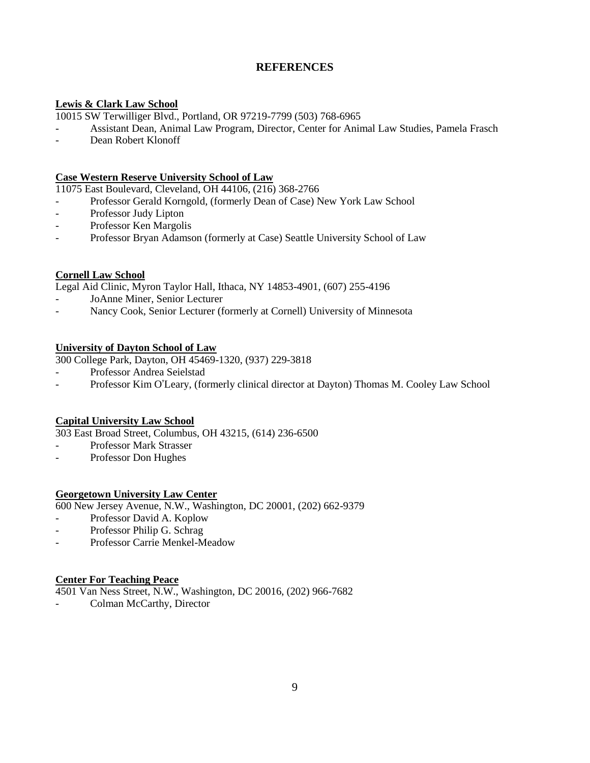# REFERENCES

**Lewis & Clark Law School**

10015 SW Terwilliger Blvd., Portland, OR 97219-7799 (503) 768-6965

- Assistant Dean, Animal Law Program, Director, Center for Animal Law Studies, Pamela Frasch
- Dean Robert Klonoff

**Case Western Reserve University School of Law**

11075 East Boulevard, Cleveland, OH 44106, (216) 368-2766

- Professor Gerald Korngold, (formerly Dean of Case) New York Law School
- Professor Judy Lipton
- Professor Ken Margolis
- Professor Bryan Adamson (formerly at Case) Seattle University School of Law

**Cornell Law School**

Legal Aid Clinic, Myron Taylor Hall, Ithaca, NY 14853-4901, (607) 255-4196

- JoAnne Miner, Senior Lecturer
- Nancy Cook, Senior Lecturer (formerly at Cornell) University of Minnesota

**University of Dayton School of Law**

300 College Park, Dayton, OH 45469-1320, (937) 229-3818

- Professor Andrea Seielstad
- Professor Kim O'Leary, (formerly clinical director at Dayton) Thomas M. Cooley Law School

**Capital University Law School**

303 East Broad Street, Columbus, OH 43215, (614) 236-6500

- Professor Mark Strasser
- Professor Don Hughes

**Georgetown University Law Center**

600 New Jersey Avenue, N.W., Washington, DC 20001, (202) 662-9379

- Professor David A. Koplow
- Professor Philip G. Schrag
- Professor Carrie Menkel-Meadow

**Center For Teaching Peace**

4501 Van Ness Street, N.W., Washington, DC 20016, (202) 966-7682

- Colman McCarthy, Director